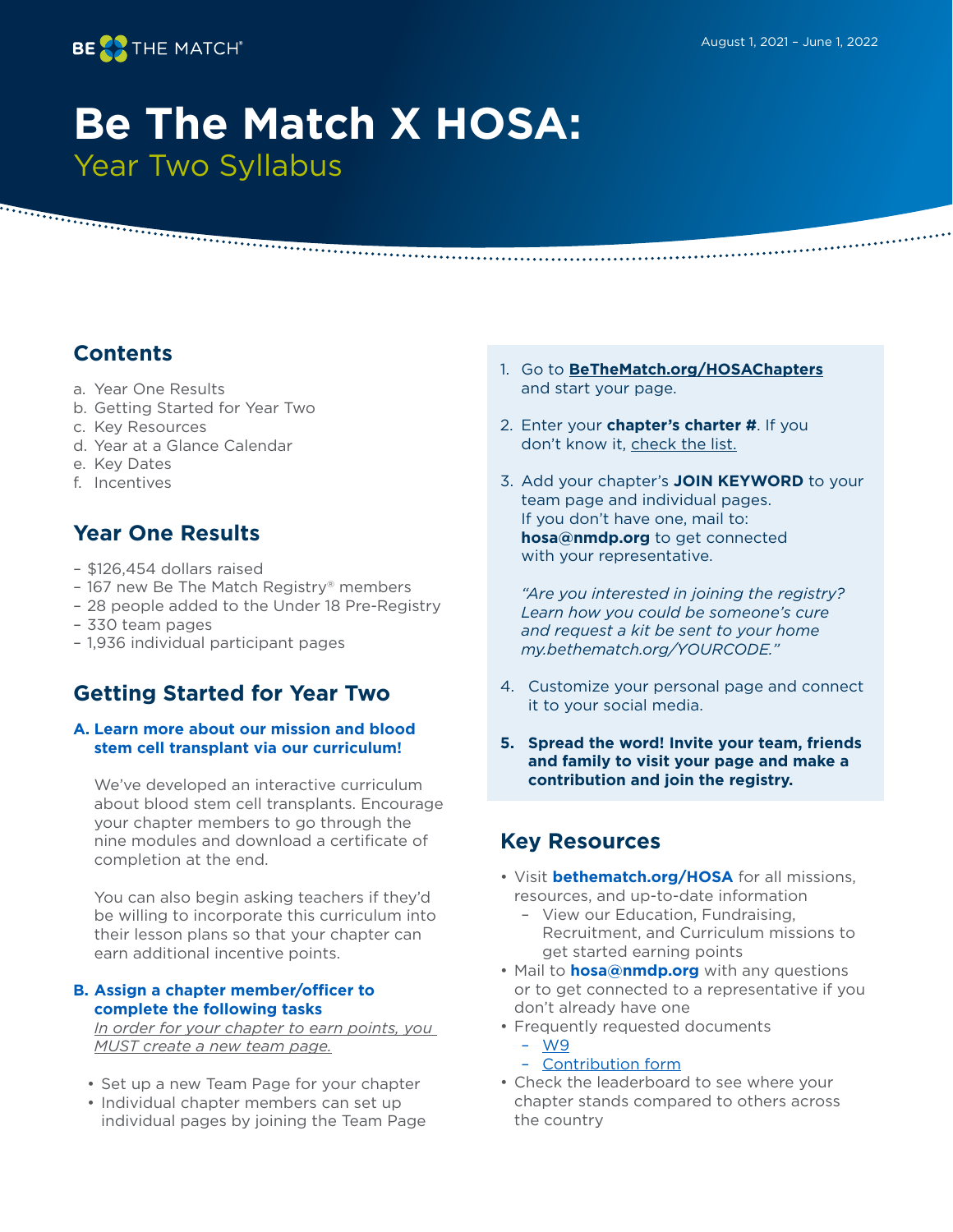BE THE MATCH®

August 1, 2021 – June 1, 2022

# Be The Match X HOSA:

## Year Two Syllabus

## Contents

a. Year One Results
b. Getting Started for Year Two
c. Key Resources
d. Year at a Glance Calendar
e. Key Dates
f. Incentives

## Year One Results

- $126,454 dollars raised
- 167 new Be The Match Registry® members
- 28 people added to the Under 18 Pre-Registry
- 330 team pages
- 1,936 individual participant pages

## Getting Started for Year Two

### A. Learn more about our mission and blood stem cell transplant via our curriculum!

We've developed an interactive curriculum about blood stem cell transplants. Encourage your chapter members to go through the nine modules and download a certificate of completion at the end.

You can also begin asking teachers if they'd be willing to incorporate this curriculum into their lesson plans so that your chapter can earn additional incentive points.

### B. Assign a chapter member/officer to complete the following tasks

*In order for your chapter to earn points, you MUST create a new team page.*

- Set up a new Team Page for your chapter
- Individual chapter members can set up individual pages by joining the Team Page

1. Go to **BeTheMatch.org/HOSAChapters** and start your page.
2. Enter your **chapter's charter #**. If you don't know it, check the list.
3. Add your chapter's **JOIN KEYWORD** to your team page and individual pages. If you don't have one, mail to: **hosa@nmdp.org** to get connected with your representative.

   *"Are you interested in joining the registry? Learn how you could be someone's cure and request a kit be sent to your home my.bethematch.org/YOURCODE."*

4. Customize your personal page and connect it to your social media.
5. **Spread the word! Invite your team, friends and family to visit your page and make a contribution and join the registry.**

## Key Resources

- Visit **bethematch.org/HOSA** for all missions, resources, and up-to-date information
  - View our Education, Fundraising, Recruitment, and Curriculum missions to get started earning points
- Mail to **hosa@nmdp.org** with any questions or to get connected to a representative if you don't already have one
- Frequently requested documents
  - W9
  - Contribution form
- Check the leaderboard to see where your chapter stands compared to others across the country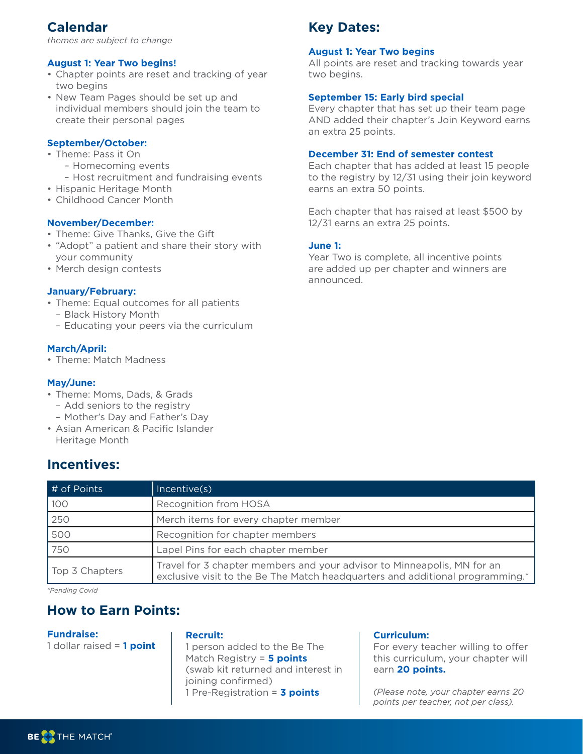## Calendar

*themes are subject to change*

**August 1: Year Two begins!**

- Chapter points are reset and tracking of year two begins
- New Team Pages should be set up and individual members should join the team to create their personal pages

**September/October:**

- Theme: Pass it On
  - Homecoming events
  - Host recruitment and fundraising events
- Hispanic Heritage Month
- Childhood Cancer Month

**November/December:**

- Theme: Give Thanks, Give the Gift
- "Adopt" a patient and share their story with your community
- Merch design contests

**January/February:**

- Theme: Equal outcomes for all patients
  - Black History Month
  - Educating your peers via the curriculum

**March/April:**

- Theme: Match Madness

**May/June:**

- Theme: Moms, Dads, & Grads
  - Add seniors to the registry
  - Mother's Day and Father's Day
- Asian American & Pacific Islander Heritage Month

## Key Dates:

**August 1: Year Two begins**

All points are reset and tracking towards year two begins.

**September 15: Early bird special**

Every chapter that has set up their team page AND added their chapter's Join Keyword earns an extra 25 points.

**December 31: End of semester contest**

Each chapter that has added at least 15 people to the registry by 12/31 using their join keyword earns an extra 50 points.

Each chapter that has raised at least $500 by 12/31 earns an extra 25 points.

**June 1:**

Year Two is complete, all incentive points are added up per chapter and winners are announced.

## Incentives:

| # of Points | Incentive(s) |
|---|---|
| 100 | Recognition from HOSA |
| 250 | Merch items for every chapter member |
| 500 | Recognition for chapter members |
| 750 | Lapel Pins for each chapter member |
| Top 3 Chapters | Travel for 3 chapter members and your advisor to Minneapolis, MN for an exclusive visit to the Be The Match headquarters and additional programming.* |

*\*Pending Covid*

## How to Earn Points:

**Fundraise:**

1 dollar raised = **1 point**

**Recruit:**

1 person added to the Be The Match Registry = **5 points** (swab kit returned and interest in joining confirmed)

1 Pre-Registration = **3 points**

**Curriculum:**

For every teacher willing to offer this curriculum, your chapter will earn **20 points.**

*(Please note, your chapter earns 20 points per teacher, not per class).*